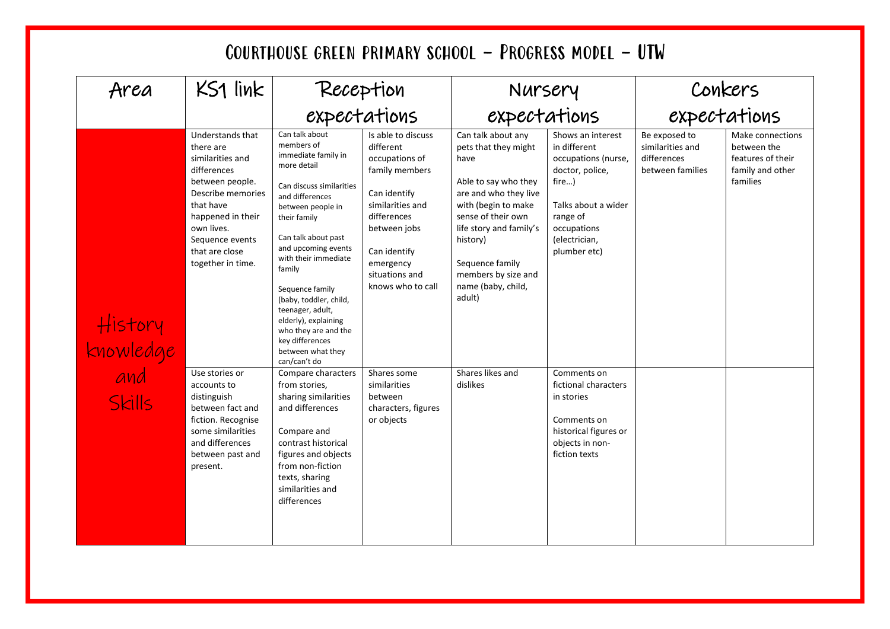# Courthouse green primary school – Progress model – UTW

| Area | KS1 link | Reception expectations | | Nursery expectations | | Conkers expectations | |
|---|---|---|---|---|---|---|---|
| History knowledge and Skills | Understands that there are similarities and differences between people. Describe memories that have happened in their own lives. Sequence events that are close together in time. | Can talk about members of immediate family in more detail<br><br>Can discuss similarities and differences between people in their family<br><br>Can talk about past and upcoming events with their immediate family<br><br>Sequence family (baby, toddler, child, teenager, adult, elderly), explaining who they are and the key differences between what they can/can't do | Is able to discuss different occupations of family members<br><br>Can identify similarities and differences between jobs<br><br>Can identify emergency situations and knows who to call | Can talk about any pets that they might have<br><br>Able to say who they are and who they live with (begin to make sense of their own life story and family's history)<br><br>Sequence family members by size and name (baby, child, adult) | Shows an interest in different occupations (nurse, doctor, police, fire…)<br><br>Talks about a wider range of occupations (electrician, plumber etc) | Be exposed to similarities and differences between families | Make connections between the features of their family and other families |
| | Use stories or accounts to distinguish between fact and fiction. Recognise some similarities and differences between past and present. | Compare characters from stories, sharing similarities and differences<br><br>Compare and contrast historical figures and objects from non-fiction texts, sharing similarities and differences | Shares some similarities between characters, figures or objects | Shares likes and dislikes | Comments on fictional characters in stories<br><br>Comments on historical figures or objects in non-fiction texts | | |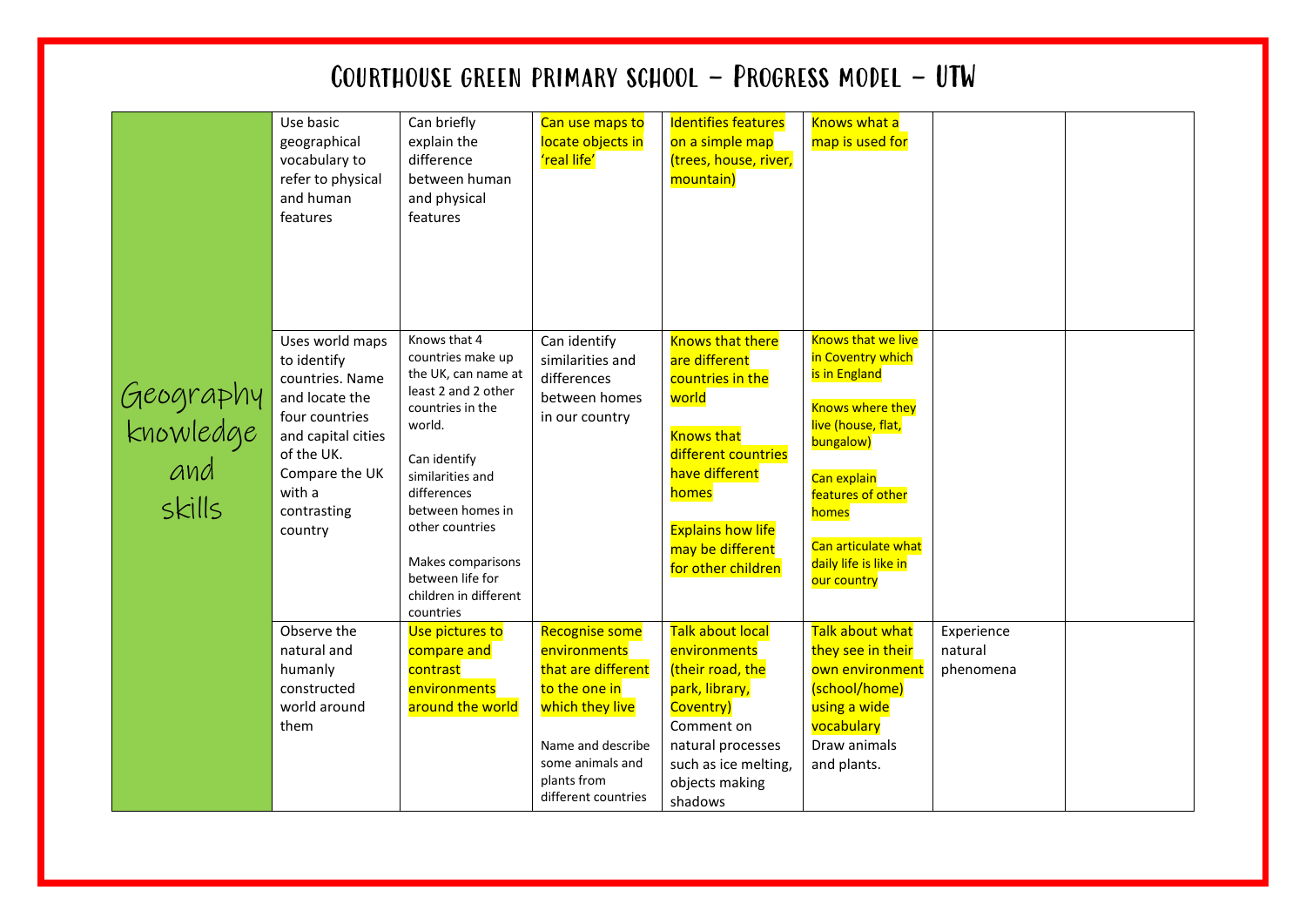# Courthouse green primary school – Progress model – UTW

| | | | | | | | |
|---|---|---|---|---|---|---|---|
| Geography knowledge and skills | Use basic geographical vocabulary to refer to physical and human features | Can briefly explain the difference between human and physical features | Can use maps to locate objects in 'real life' | Identifies features on a simple map (trees, house, river, mountain) | Knows what a map is used for | | |
| | Uses world maps to identify countries. Name and locate the four countries and capital cities of the UK. Compare the UK with a contrasting country | Knows that 4 countries make up the UK, can name at least 2 and 2 other countries in the world.<br><br>Can identify similarities and differences between homes in other countries<br><br>Makes comparisons between life for children in different countries | Can identify similarities and differences between homes in our country | Knows that there are different countries in the world<br><br>Knows that different countries have different homes<br><br>Explains how life may be different for other children | Knows that we live in Coventry which is in England<br><br>Knows where they live (house, flat, bungalow)<br><br>Can explain features of other homes<br><br>Can articulate what daily life is like in our country | | |
| | Observe the natural and humanly constructed world around them | Use pictures to compare and contrast environments around the world | Recognise some environments that are different to the one in which they live<br><br>Name and describe some animals and plants from different countries | Talk about local environments (their road, the park, library, Coventry)<br>Comment on natural processes such as ice melting, objects making shadows | Talk about what they see in their own environment (school/home) using a wide vocabulary<br>Draw animals and plants. | Experience natural phenomena | |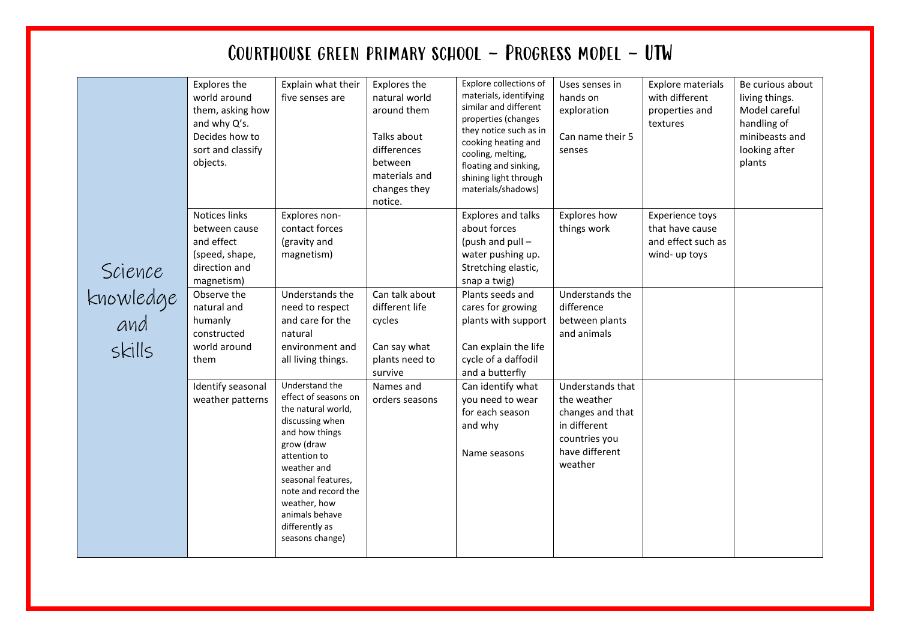# Courthouse green primary school – Progress model – UTW

| | | | | | | | |
|---|---|---|---|---|---|---|---|
| Science knowledge and skills | Explores the world around them, asking how and why Q's. Decides how to sort and classify objects. | Explain what their five senses are | Explores the natural world around them<br><br>Talks about differences between materials and changes they notice. | Explore collections of materials, identifying similar and different properties (changes they notice such as in cooking heating and cooling, melting, floating and sinking, shining light through materials/shadows) | Uses senses in hands on exploration<br><br>Can name their 5 senses | Explore materials with different properties and textures | Be curious about living things. Model careful handling of minibeasts and looking after plants |
| | Notices links between cause and effect (speed, shape, direction and magnetism) | Explores non-contact forces (gravity and magnetism) | | Explores and talks about forces (push and pull – water pushing up. Stretching elastic, snap a twig) | Explores how things work | Experience toys that have cause and effect such as wind- up toys | |
| | Observe the natural and humanly constructed world around them | Understands the need to respect and care for the natural environment and all living things. | Can talk about different life cycles<br><br>Can say what plants need to survive | Plants seeds and cares for growing plants with support<br><br>Can explain the life cycle of a daffodil and a butterfly | Understands the difference between plants and animals | | |
| | Identify seasonal weather patterns | Understand the effect of seasons on the natural world, discussing when and how things grow (draw attention to weather and seasonal features, note and record the weather, how animals behave differently as seasons change) | Names and orders seasons | Can identify what you need to wear for each season and why<br><br>Name seasons | Understands that the weather changes and that in different countries you have different weather | | |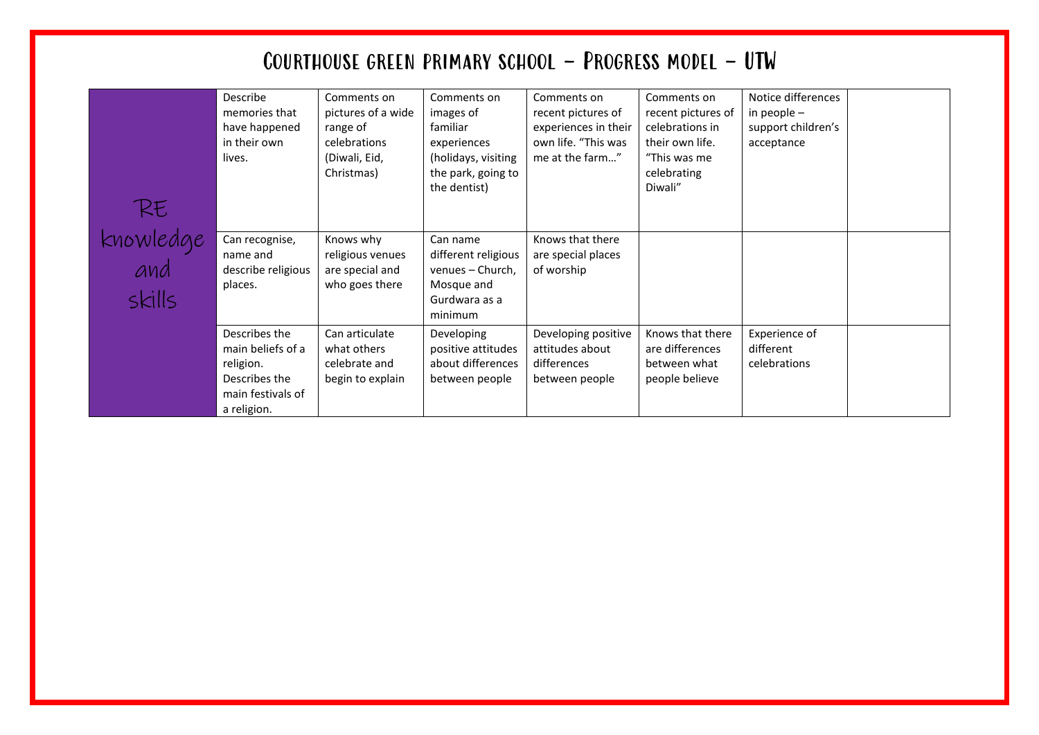# Courthouse green primary school – Progress model – UTW

| | | | | | | | |
|---|---|---|---|---|---|---|---|
| RE knowledge and skills | Describe memories that have happened in their own lives. | Comments on pictures of a wide range of celebrations (Diwali, Eid, Christmas) | Comments on images of familiar experiences (holidays, visiting the park, going to the dentist) | Comments on recent pictures of experiences in their own life. "This was me at the farm…" | Comments on recent pictures of celebrations in their own life. "This was me celebrating Diwali" | Notice differences in people – support children's acceptance | |
| | Can recognise, name and describe religious places. | Knows why religious venues are special and who goes there | Can name different religious venues – Church, Mosque and Gurdwara as a minimum | Knows that there are special places of worship | | | |
| | Describes the main beliefs of a religion. Describes the main festivals of a religion. | Can articulate what others celebrate and begin to explain | Developing positive attitudes about differences between people | Developing positive attitudes about differences between people | Knows that there are differences between what people believe | Experience of different celebrations | |